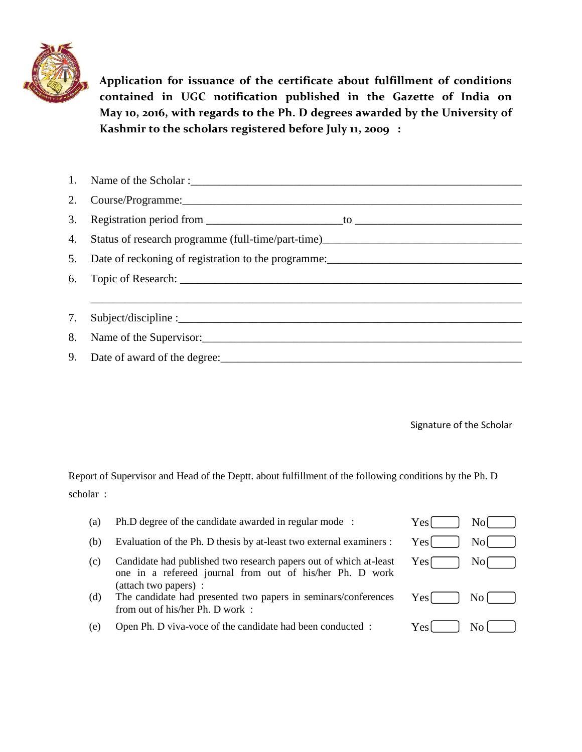**Application for issuance of the certificate about fulfillment of conditions contained in UGC notification published in the Gazette of India on May 10, 2016, with regards to the Ph. D degrees awarded by the University of Kashmir to the scholars registered before July 11, 2009 :**

1. Name of the Scholar :____________________________________________________________
2. Course/Programme:______________________________________________________________
3. Registration period from ________________________to _____________________________
4. Status of research programme (full-time/part-time)___________________________________
5. Date of reckoning of registration to the programme:__________________________________
6. Topic of Research: _______________________________________________________________

   _____________________________________________________________________________
7. Subject/discipline :_____________________________________________________________
8. Name of the Supervisor:_________________________________________________________
9. Date of award of the degree:_____________________________________________________

Signature of the Scholar

Report of Supervisor and Head of the Deptt. about fulfillment of the following conditions by the Ph. D scholar :

| | | | |
|---|---|---|---|
| (a) | Ph.D degree of the candidate awarded in regular mode : | Yes ☐ | No ☐ |
| (b) | Evaluation of the Ph. D thesis by at-least two external examiners : | Yes ☐ | No ☐ |
| (c) | Candidate had published two research papers out of which at-least one in a refereed journal from out of his/her Ph. D work (attach two papers) : | Yes ☐ | No ☐ |
| (d) | The candidate had presented two papers in seminars/conferences from out of his/her Ph. D work : | Yes ☐ | No ☐ |
| (e) | Open Ph. D viva-voce of the candidate had been conducted : | Yes ☐ | No ☐ |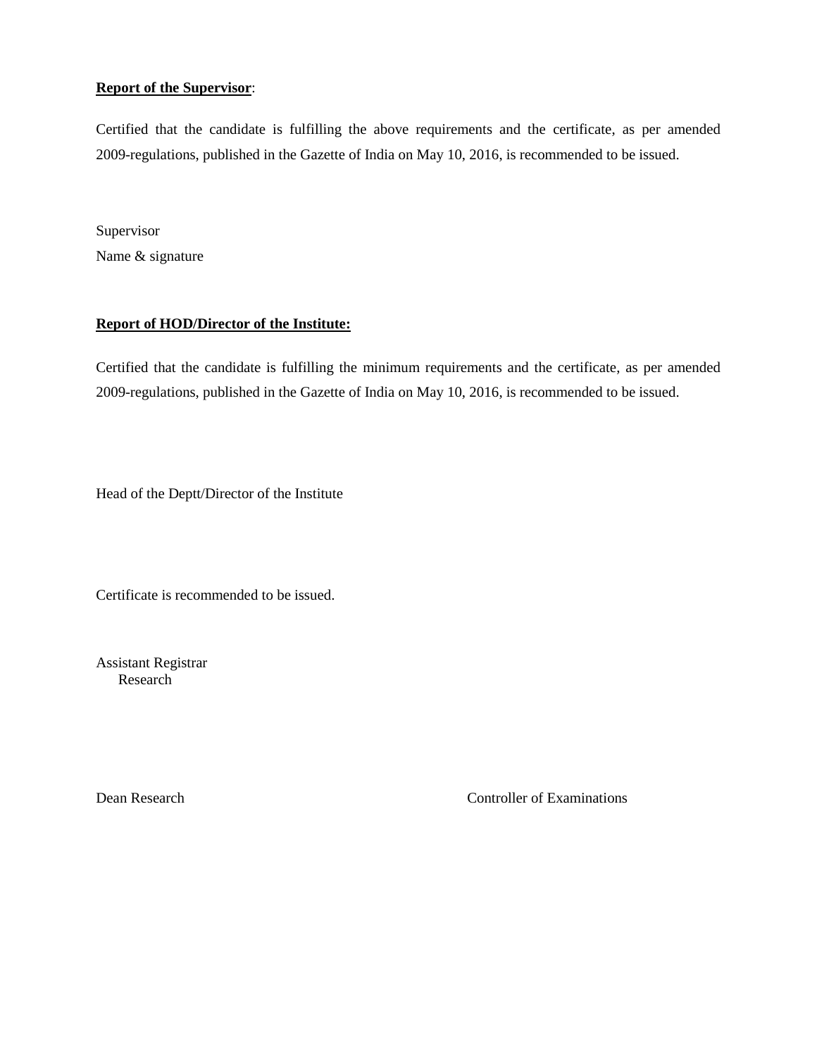**<u>Report of the Supervisor</u>**:

Certified that the candidate is fulfilling the above requirements and the certificate, as per amended 2009-regulations, published in the Gazette of India on May 10, 2016, is recommended to be issued.

Supervisor
Name & signature

**<u>Report of HOD/Director of the Institute:</u>**

Certified that the candidate is fulfilling the minimum requirements and the certificate, as per amended 2009-regulations, published in the Gazette of India on May 10, 2016, is recommended to be issued.

Head of the Deptt/Director of the Institute

Certificate is recommended to be issued.

Assistant Registrar
Research

Dean Research

Controller of Examinations